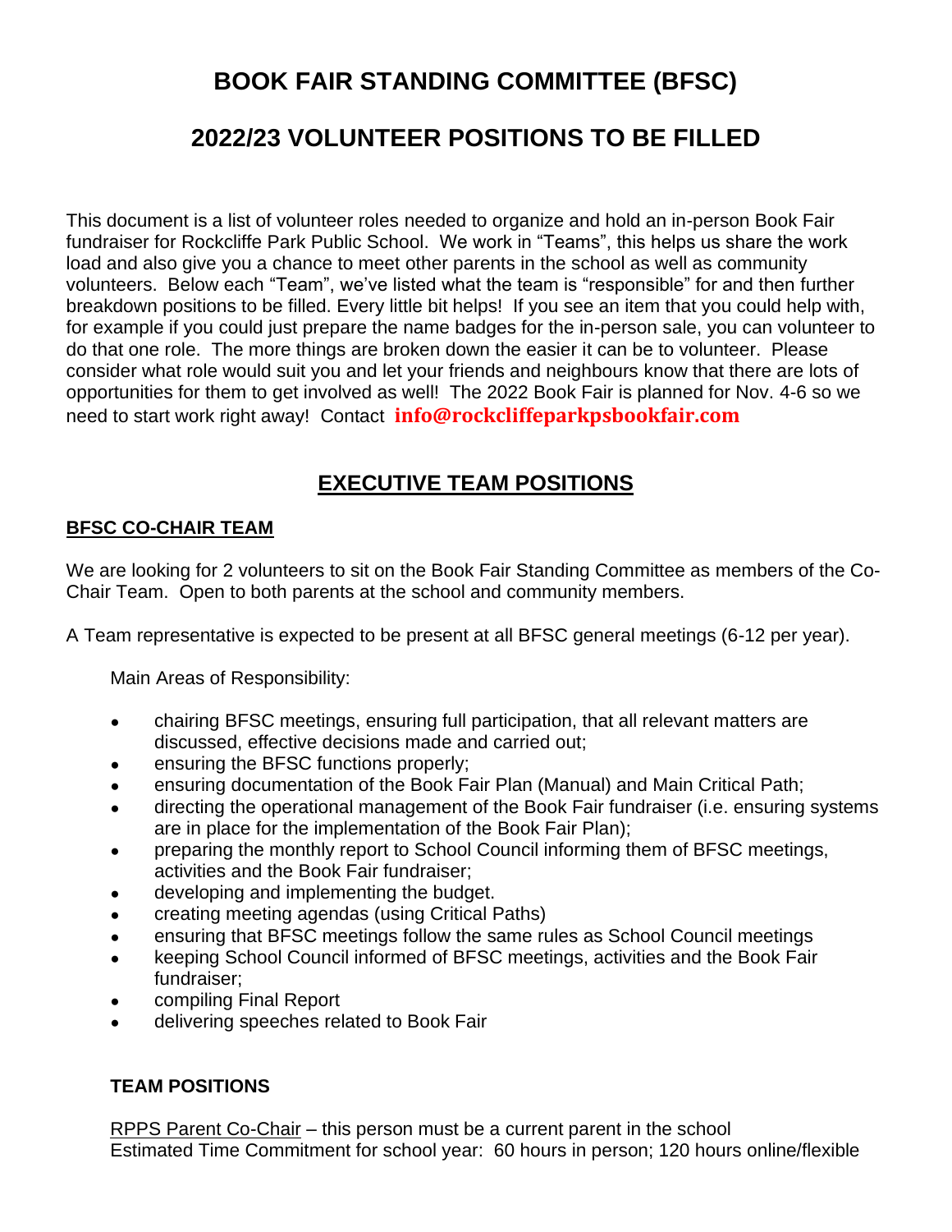# BOOK FAIR STANDING COMMITTEE (BFSC)

# 2022/23 VOLUNTEER POSITIONS TO BE FILLED

This document is a list of volunteer roles needed to organize and hold an in-person Book Fair fundraiser for Rockcliffe Park Public School. We work in "Teams", this helps us share the work load and also give you a chance to meet other parents in the school as well as community volunteers. Below each "Team", we've listed what the team is "responsible" for and then further breakdown positions to be filled. Every little bit helps! If you see an item that you could help with, for example if you could just prepare the name badges for the in-person sale, you can volunteer to do that one role. The more things are broken down the easier it can be to volunteer. Please consider what role would suit you and let your friends and neighbours know that there are lots of opportunities for them to get involved as well! The 2022 Book Fair is planned for Nov. 4-6 so we need to start work right away! Contact **info@rockcliffeparkpsbookfair.com**

## EXECUTIVE TEAM POSITIONS

### BFSC CO-CHAIR TEAM

We are looking for 2 volunteers to sit on the Book Fair Standing Committee as members of the Co-Chair Team. Open to both parents at the school and community members.

A Team representative is expected to be present at all BFSC general meetings (6-12 per year).

Main Areas of Responsibility:

- chairing BFSC meetings, ensuring full participation, that all relevant matters are discussed, effective decisions made and carried out;
- ensuring the BFSC functions properly;
- ensuring documentation of the Book Fair Plan (Manual) and Main Critical Path;
- directing the operational management of the Book Fair fundraiser (i.e. ensuring systems are in place for the implementation of the Book Fair Plan);
- preparing the monthly report to School Council informing them of BFSC meetings, activities and the Book Fair fundraiser;
- developing and implementing the budget.
- creating meeting agendas (using Critical Paths)
- ensuring that BFSC meetings follow the same rules as School Council meetings
- keeping School Council informed of BFSC meetings, activities and the Book Fair fundraiser;
- compiling Final Report
- delivering speeches related to Book Fair

#### TEAM POSITIONS

RPPS Parent Co-Chair – this person must be a current parent in the school
Estimated Time Commitment for school year: 60 hours in person; 120 hours online/flexible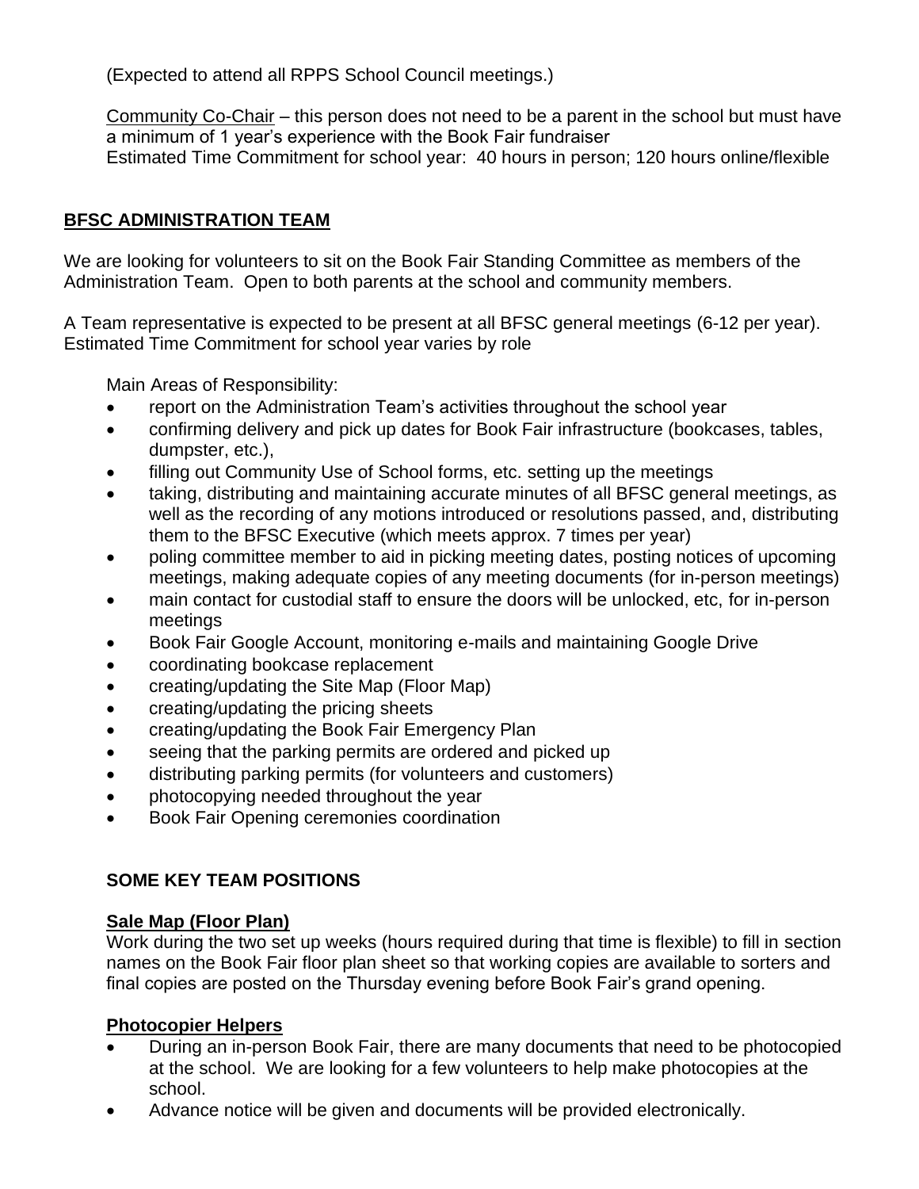(Expected to attend all RPPS School Council meetings.)

Community Co-Chair – this person does not need to be a parent in the school but must have a minimum of 1 year's experience with the Book Fair fundraiser
Estimated Time Commitment for school year: 40 hours in person; 120 hours online/flexible

## BFSC ADMINISTRATION TEAM

We are looking for volunteers to sit on the Book Fair Standing Committee as members of the Administration Team. Open to both parents at the school and community members.

A Team representative is expected to be present at all BFSC general meetings (6-12 per year).
Estimated Time Commitment for school year varies by role

Main Areas of Responsibility:

- report on the Administration Team's activities throughout the school year
- confirming delivery and pick up dates for Book Fair infrastructure (bookcases, tables, dumpster, etc.),
- filling out Community Use of School forms, etc. setting up the meetings
- taking, distributing and maintaining accurate minutes of all BFSC general meetings, as well as the recording of any motions introduced or resolutions passed, and, distributing them to the BFSC Executive (which meets approx. 7 times per year)
- poling committee member to aid in picking meeting dates, posting notices of upcoming meetings, making adequate copies of any meeting documents (for in-person meetings)
- main contact for custodial staff to ensure the doors will be unlocked, etc, for in-person meetings
- Book Fair Google Account, monitoring e-mails and maintaining Google Drive
- coordinating bookcase replacement
- creating/updating the Site Map (Floor Map)
- creating/updating the pricing sheets
- creating/updating the Book Fair Emergency Plan
- seeing that the parking permits are ordered and picked up
- distributing parking permits (for volunteers and customers)
- photocopying needed throughout the year
- Book Fair Opening ceremonies coordination

### SOME KEY TEAM POSITIONS

**Sale Map (Floor Plan)**
Work during the two set up weeks (hours required during that time is flexible) to fill in section names on the Book Fair floor plan sheet so that working copies are available to sorters and final copies are posted on the Thursday evening before Book Fair's grand opening.

**Photocopier Helpers**

- During an in-person Book Fair, there are many documents that need to be photocopied at the school. We are looking for a few volunteers to help make photocopies at the school.
- Advance notice will be given and documents will be provided electronically.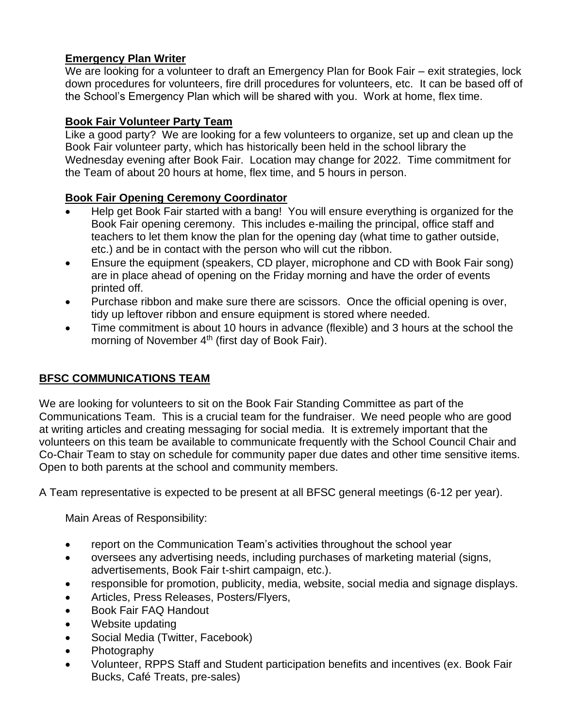**Emergency Plan Writer**

We are looking for a volunteer to draft an Emergency Plan for Book Fair – exit strategies, lock down procedures for volunteers, fire drill procedures for volunteers, etc. It can be based off of the School's Emergency Plan which will be shared with you. Work at home, flex time.

**Book Fair Volunteer Party Team**

Like a good party? We are looking for a few volunteers to organize, set up and clean up the Book Fair volunteer party, which has historically been held in the school library the Wednesday evening after Book Fair. Location may change for 2022. Time commitment for the Team of about 20 hours at home, flex time, and 5 hours in person.

**Book Fair Opening Ceremony Coordinator**

- Help get Book Fair started with a bang! You will ensure everything is organized for the Book Fair opening ceremony. This includes e-mailing the principal, office staff and teachers to let them know the plan for the opening day (what time to gather outside, etc.) and be in contact with the person who will cut the ribbon.
- Ensure the equipment (speakers, CD player, microphone and CD with Book Fair song) are in place ahead of opening on the Friday morning and have the order of events printed off.
- Purchase ribbon and make sure there are scissors. Once the official opening is over, tidy up leftover ribbon and ensure equipment is stored where needed.
- Time commitment is about 10 hours in advance (flexible) and 3 hours at the school the morning of November 4th (first day of Book Fair).

## BFSC COMMUNICATIONS TEAM

We are looking for volunteers to sit on the Book Fair Standing Committee as part of the Communications Team. This is a crucial team for the fundraiser. We need people who are good at writing articles and creating messaging for social media. It is extremely important that the volunteers on this team be available to communicate frequently with the School Council Chair and Co-Chair Team to stay on schedule for community paper due dates and other time sensitive items. Open to both parents at the school and community members.

A Team representative is expected to be present at all BFSC general meetings (6-12 per year).

Main Areas of Responsibility:

- report on the Communication Team's activities throughout the school year
- oversees any advertising needs, including purchases of marketing material (signs, advertisements, Book Fair t-shirt campaign, etc.).
- responsible for promotion, publicity, media, website, social media and signage displays.
- Articles, Press Releases, Posters/Flyers,
- Book Fair FAQ Handout
- Website updating
- Social Media (Twitter, Facebook)
- Photography
- Volunteer, RPPS Staff and Student participation benefits and incentives (ex. Book Fair Bucks, Café Treats, pre-sales)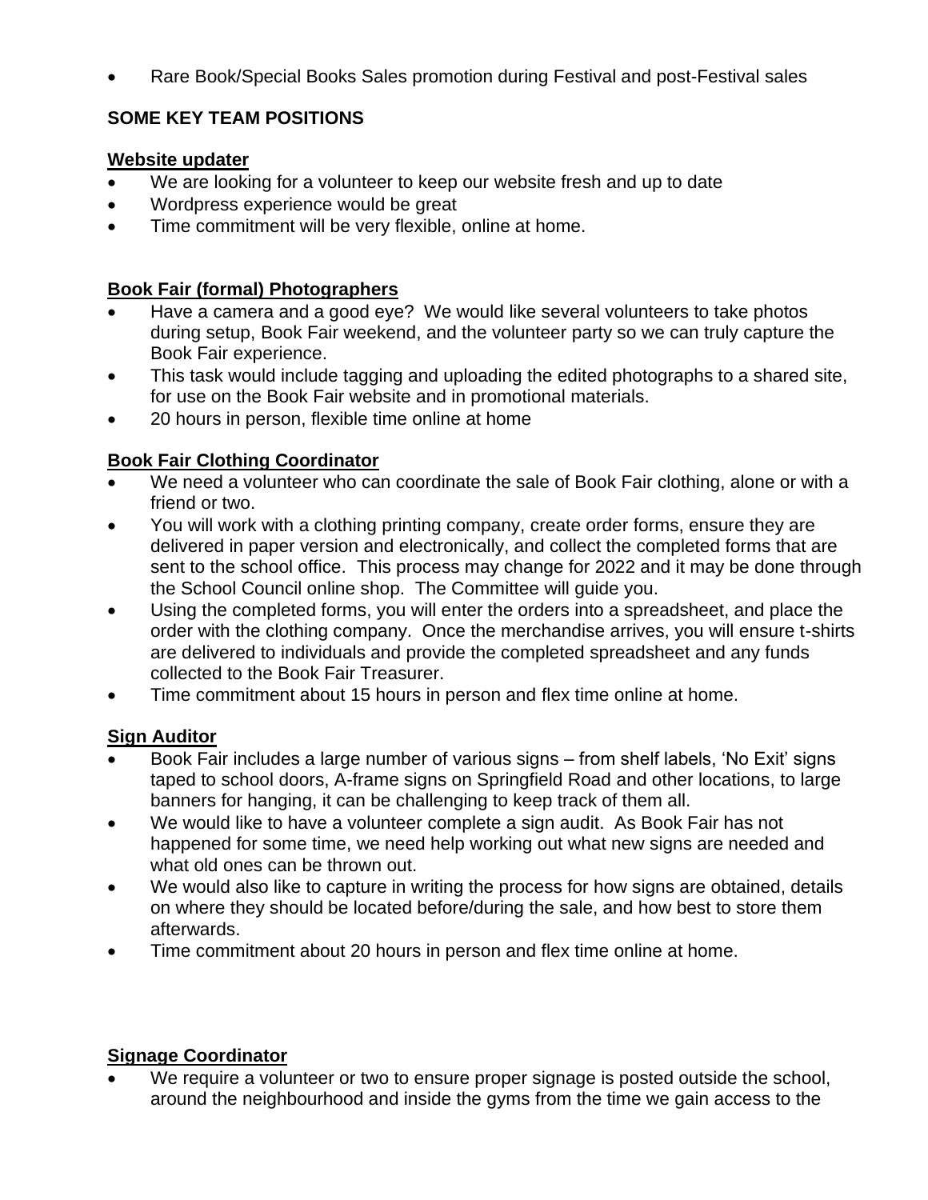- Rare Book/Special Books Sales promotion during Festival and post-Festival sales

**SOME KEY TEAM POSITIONS**

**Website updater**

- We are looking for a volunteer to keep our website fresh and up to date
- Wordpress experience would be great
- Time commitment will be very flexible, online at home.

**Book Fair (formal) Photographers**

- Have a camera and a good eye? We would like several volunteers to take photos during setup, Book Fair weekend, and the volunteer party so we can truly capture the Book Fair experience.
- This task would include tagging and uploading the edited photographs to a shared site, for use on the Book Fair website and in promotional materials.
- 20 hours in person, flexible time online at home

**Book Fair Clothing Coordinator**

- We need a volunteer who can coordinate the sale of Book Fair clothing, alone or with a friend or two.
- You will work with a clothing printing company, create order forms, ensure they are delivered in paper version and electronically, and collect the completed forms that are sent to the school office. This process may change for 2022 and it may be done through the School Council online shop. The Committee will guide you.
- Using the completed forms, you will enter the orders into a spreadsheet, and place the order with the clothing company. Once the merchandise arrives, you will ensure t-shirts are delivered to individuals and provide the completed spreadsheet and any funds collected to the Book Fair Treasurer.
- Time commitment about 15 hours in person and flex time online at home.

**Sign Auditor**

- Book Fair includes a large number of various signs – from shelf labels, 'No Exit' signs taped to school doors, A-frame signs on Springfield Road and other locations, to large banners for hanging, it can be challenging to keep track of them all.
- We would like to have a volunteer complete a sign audit. As Book Fair has not happened for some time, we need help working out what new signs are needed and what old ones can be thrown out.
- We would also like to capture in writing the process for how signs are obtained, details on where they should be located before/during the sale, and how best to store them afterwards.
- Time commitment about 20 hours in person and flex time online at home.

**Signage Coordinator**

- We require a volunteer or two to ensure proper signage is posted outside the school, around the neighbourhood and inside the gyms from the time we gain access to the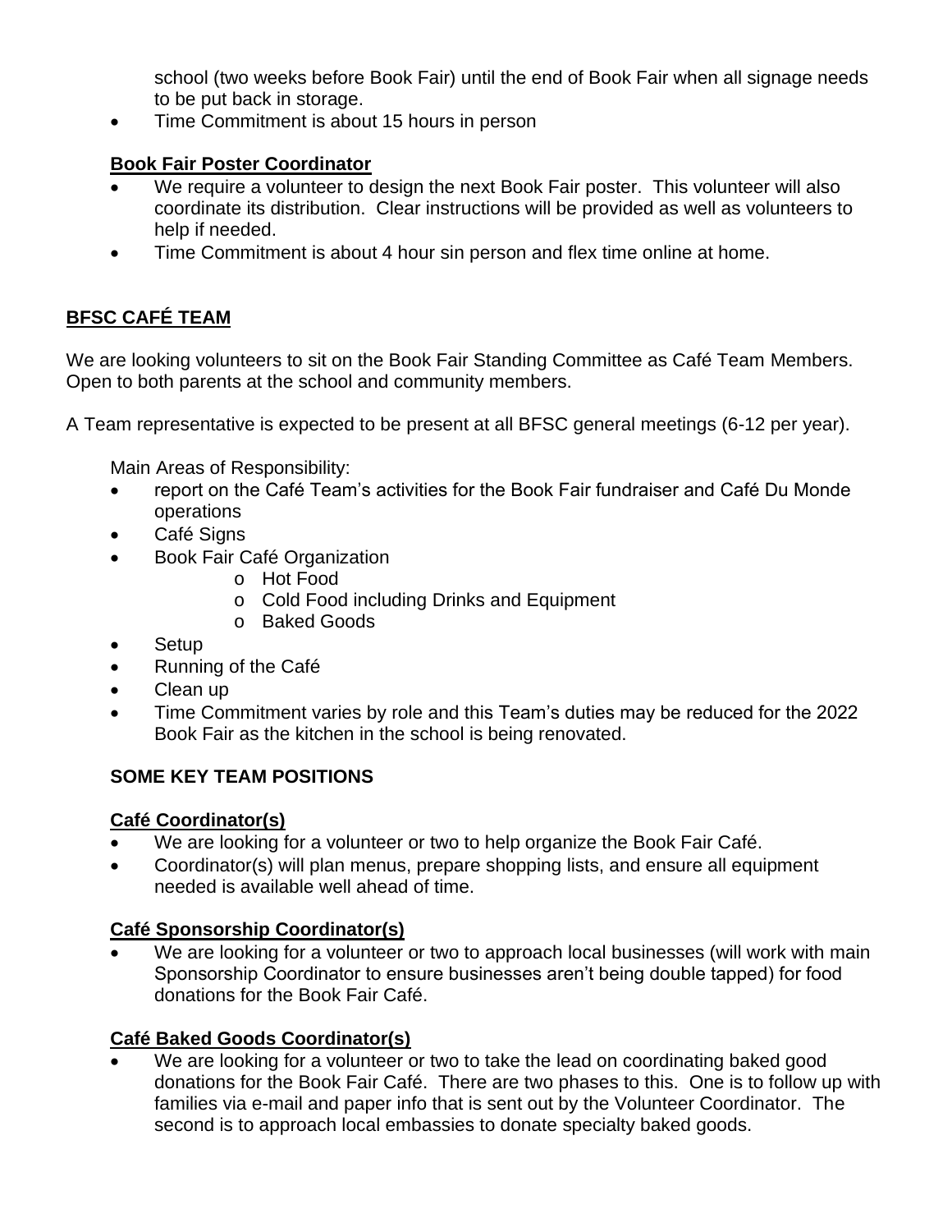school (two weeks before Book Fair) until the end of Book Fair when all signage needs to be put back in storage.

- Time Commitment is about 15 hours in person

**Book Fair Poster Coordinator**

- We require a volunteer to design the next Book Fair poster. This volunteer will also coordinate its distribution. Clear instructions will be provided as well as volunteers to help if needed.
- Time Commitment is about 4 hour sin person and flex time online at home.

## BFSC CAFÉ TEAM

We are looking volunteers to sit on the Book Fair Standing Committee as Café Team Members. Open to both parents at the school and community members.

A Team representative is expected to be present at all BFSC general meetings (6-12 per year).

Main Areas of Responsibility:

- report on the Café Team's activities for the Book Fair fundraiser and Café Du Monde operations
- Café Signs
- Book Fair Café Organization
  - Hot Food
  - Cold Food including Drinks and Equipment
  - Baked Goods
- Setup
- Running of the Café
- Clean up
- Time Commitment varies by role and this Team's duties may be reduced for the 2022 Book Fair as the kitchen in the school is being renovated.

### SOME KEY TEAM POSITIONS

**Café Coordinator(s)**

- We are looking for a volunteer or two to help organize the Book Fair Café.
- Coordinator(s) will plan menus, prepare shopping lists, and ensure all equipment needed is available well ahead of time.

**Café Sponsorship Coordinator(s)**

- We are looking for a volunteer or two to approach local businesses (will work with main Sponsorship Coordinator to ensure businesses aren't being double tapped) for food donations for the Book Fair Café.

**Café Baked Goods Coordinator(s)**

- We are looking for a volunteer or two to take the lead on coordinating baked good donations for the Book Fair Café. There are two phases to this. One is to follow up with families via e-mail and paper info that is sent out by the Volunteer Coordinator. The second is to approach local embassies to donate specialty baked goods.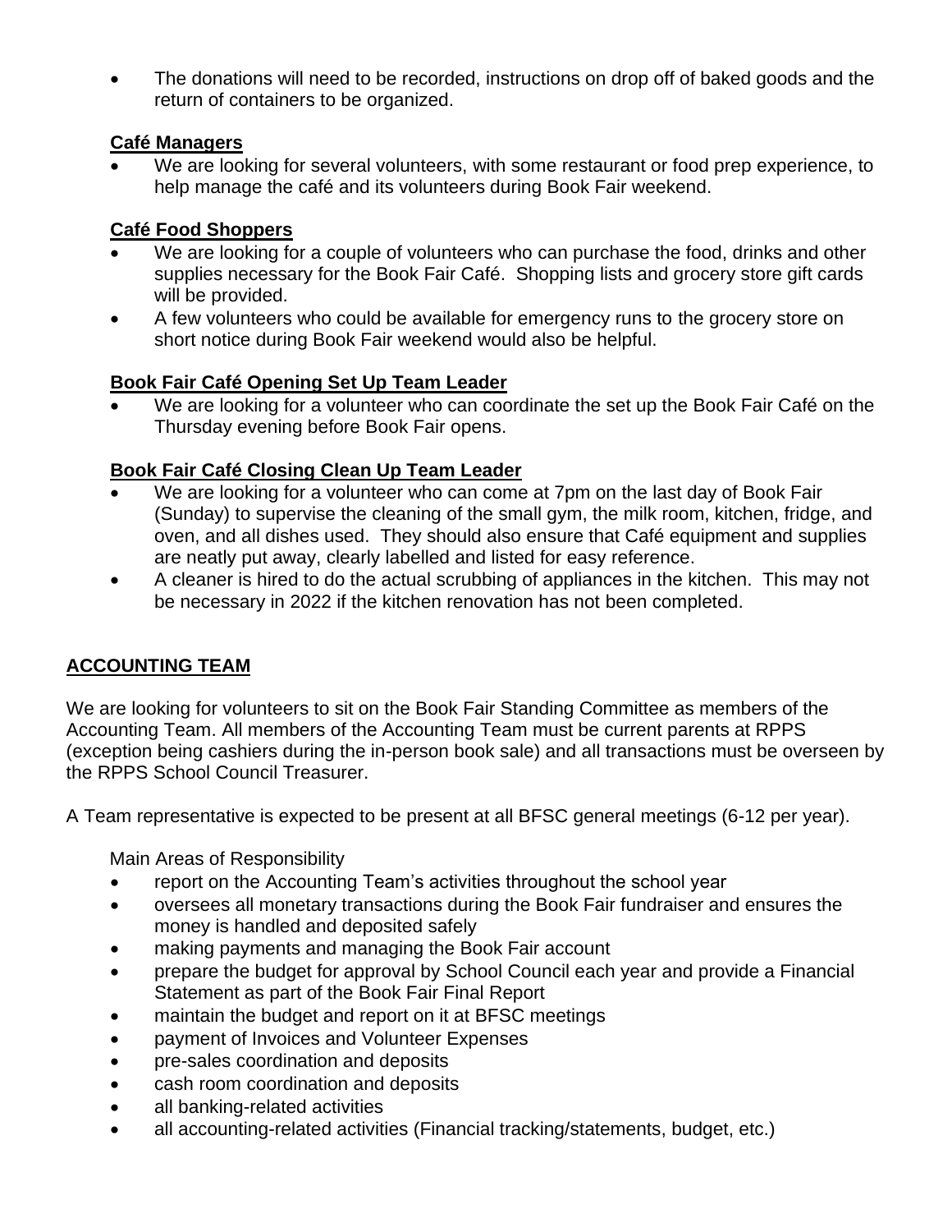- The donations will need to be recorded, instructions on drop off of baked goods and the return of containers to be organized.

**Café Managers**

- We are looking for several volunteers, with some restaurant or food prep experience, to help manage the café and its volunteers during Book Fair weekend.

**Café Food Shoppers**

- We are looking for a couple of volunteers who can purchase the food, drinks and other supplies necessary for the Book Fair Café. Shopping lists and grocery store gift cards will be provided.
- A few volunteers who could be available for emergency runs to the grocery store on short notice during Book Fair weekend would also be helpful.

**Book Fair Café Opening Set Up Team Leader**

- We are looking for a volunteer who can coordinate the set up the Book Fair Café on the Thursday evening before Book Fair opens.

**Book Fair Café Closing Clean Up Team Leader**

- We are looking for a volunteer who can come at 7pm on the last day of Book Fair (Sunday) to supervise the cleaning of the small gym, the milk room, kitchen, fridge, and oven, and all dishes used. They should also ensure that Café equipment and supplies are neatly put away, clearly labelled and listed for easy reference.
- A cleaner is hired to do the actual scrubbing of appliances in the kitchen. This may not be necessary in 2022 if the kitchen renovation has not been completed.

## ACCOUNTING TEAM

We are looking for volunteers to sit on the Book Fair Standing Committee as members of the Accounting Team. All members of the Accounting Team must be current parents at RPPS (exception being cashiers during the in-person book sale) and all transactions must be overseen by the RPPS School Council Treasurer.

A Team representative is expected to be present at all BFSC general meetings (6-12 per year).

Main Areas of Responsibility

- report on the Accounting Team's activities throughout the school year
- oversees all monetary transactions during the Book Fair fundraiser and ensures the money is handled and deposited safely
- making payments and managing the Book Fair account
- prepare the budget for approval by School Council each year and provide a Financial Statement as part of the Book Fair Final Report
- maintain the budget and report on it at BFSC meetings
- payment of Invoices and Volunteer Expenses
- pre-sales coordination and deposits
- cash room coordination and deposits
- all banking-related activities
- all accounting-related activities (Financial tracking/statements, budget, etc.)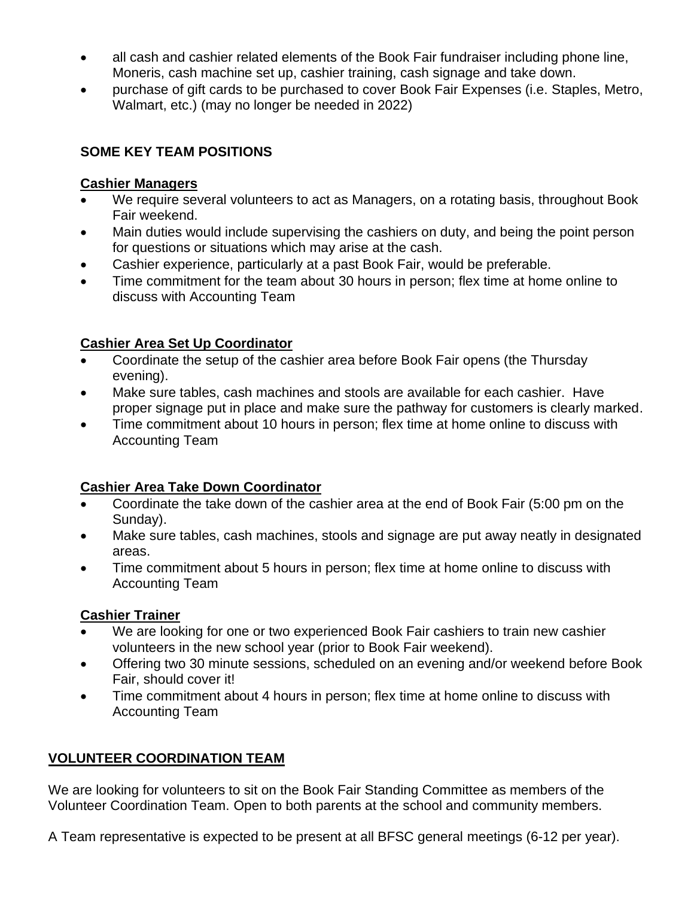- all cash and cashier related elements of the Book Fair fundraiser including phone line, Moneris, cash machine set up, cashier training, cash signage and take down.
- purchase of gift cards to be purchased to cover Book Fair Expenses (i.e. Staples, Metro, Walmart, etc.) (may no longer be needed in 2022)

**SOME KEY TEAM POSITIONS**

**Cashier Managers**

- We require several volunteers to act as Managers, on a rotating basis, throughout Book Fair weekend.
- Main duties would include supervising the cashiers on duty, and being the point person for questions or situations which may arise at the cash.
- Cashier experience, particularly at a past Book Fair, would be preferable.
- Time commitment for the team about 30 hours in person; flex time at home online to discuss with Accounting Team

**Cashier Area Set Up Coordinator**

- Coordinate the setup of the cashier area before Book Fair opens (the Thursday evening).
- Make sure tables, cash machines and stools are available for each cashier. Have proper signage put in place and make sure the pathway for customers is clearly marked.
- Time commitment about 10 hours in person; flex time at home online to discuss with Accounting Team

**Cashier Area Take Down Coordinator**

- Coordinate the take down of the cashier area at the end of Book Fair (5:00 pm on the Sunday).
- Make sure tables, cash machines, stools and signage are put away neatly in designated areas.
- Time commitment about 5 hours in person; flex time at home online to discuss with Accounting Team

**Cashier Trainer**

- We are looking for one or two experienced Book Fair cashiers to train new cashier volunteers in the new school year (prior to Book Fair weekend).
- Offering two 30 minute sessions, scheduled on an evening and/or weekend before Book Fair, should cover it!
- Time commitment about 4 hours in person; flex time at home online to discuss with Accounting Team

## VOLUNTEER COORDINATION TEAM

We are looking for volunteers to sit on the Book Fair Standing Committee as members of the Volunteer Coordination Team. Open to both parents at the school and community members.

A Team representative is expected to be present at all BFSC general meetings (6-12 per year).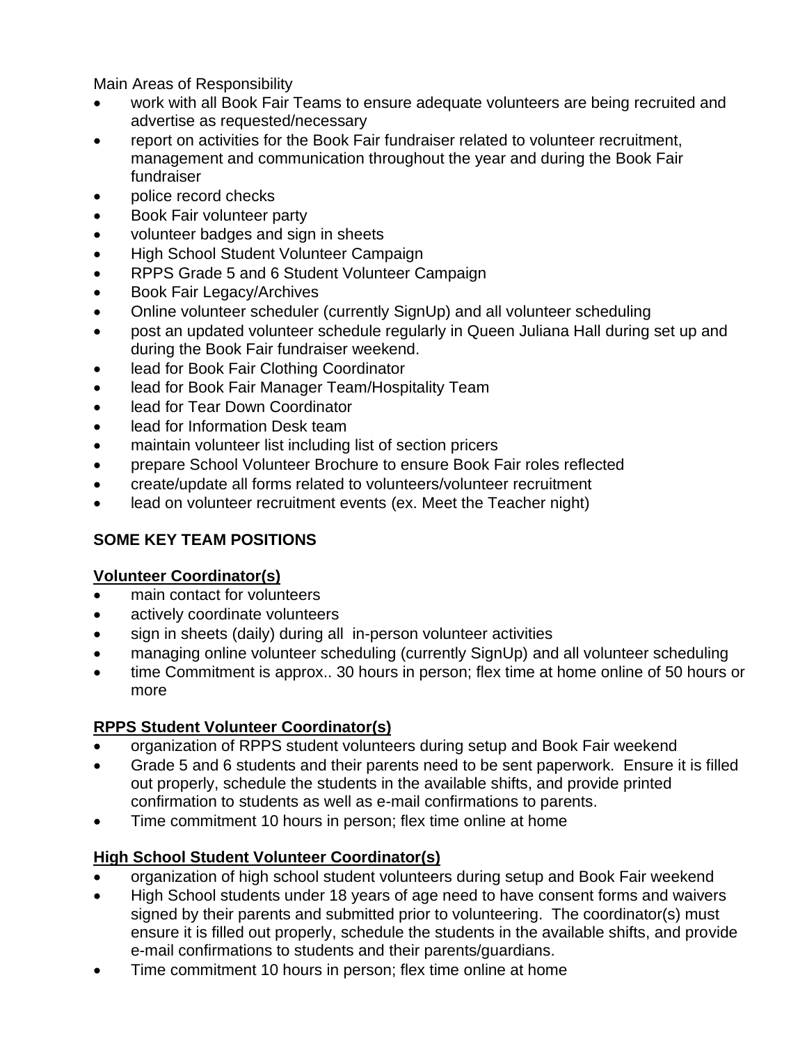Main Areas of Responsibility

- work with all Book Fair Teams to ensure adequate volunteers are being recruited and advertise as requested/necessary
- report on activities for the Book Fair fundraiser related to volunteer recruitment, management and communication throughout the year and during the Book Fair fundraiser
- police record checks
- Book Fair volunteer party
- volunteer badges and sign in sheets
- High School Student Volunteer Campaign
- RPPS Grade 5 and 6 Student Volunteer Campaign
- Book Fair Legacy/Archives
- Online volunteer scheduler (currently SignUp) and all volunteer scheduling
- post an updated volunteer schedule regularly in Queen Juliana Hall during set up and during the Book Fair fundraiser weekend.
- lead for Book Fair Clothing Coordinator
- lead for Book Fair Manager Team/Hospitality Team
- lead for Tear Down Coordinator
- lead for Information Desk team
- maintain volunteer list including list of section pricers
- prepare School Volunteer Brochure to ensure Book Fair roles reflected
- create/update all forms related to volunteers/volunteer recruitment
- lead on volunteer recruitment events (ex. Meet the Teacher night)

**SOME KEY TEAM POSITIONS**

**Volunteer Coordinator(s)**

- main contact for volunteers
- actively coordinate volunteers
- sign in sheets (daily) during all in-person volunteer activities
- managing online volunteer scheduling (currently SignUp) and all volunteer scheduling
- time Commitment is approx.. 30 hours in person; flex time at home online of 50 hours or more

**RPPS Student Volunteer Coordinator(s)**

- organization of RPPS student volunteers during setup and Book Fair weekend
- Grade 5 and 6 students and their parents need to be sent paperwork. Ensure it is filled out properly, schedule the students in the available shifts, and provide printed confirmation to students as well as e-mail confirmations to parents.
- Time commitment 10 hours in person; flex time online at home

**High School Student Volunteer Coordinator(s)**

- organization of high school student volunteers during setup and Book Fair weekend
- High School students under 18 years of age need to have consent forms and waivers signed by their parents and submitted prior to volunteering. The coordinator(s) must ensure it is filled out properly, schedule the students in the available shifts, and provide e-mail confirmations to students and their parents/guardians.
- Time commitment 10 hours in person; flex time online at home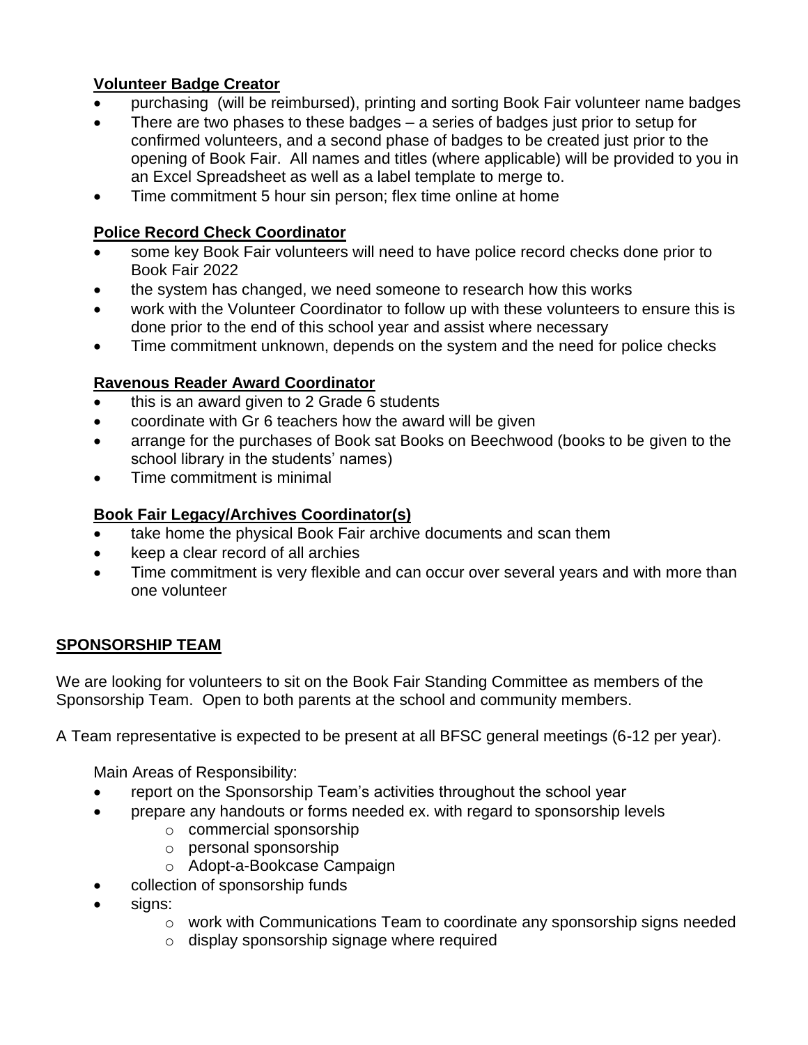**Volunteer Badge Creator**

- purchasing  (will be reimbursed), printing and sorting Book Fair volunteer name badges
- There are two phases to these badges – a series of badges just prior to setup for confirmed volunteers, and a second phase of badges to be created just prior to the opening of Book Fair.  All names and titles (where applicable) will be provided to you in an Excel Spreadsheet as well as a label template to merge to.
- Time commitment 5 hour sin person; flex time online at home

**Police Record Check Coordinator**

- some key Book Fair volunteers will need to have police record checks done prior to Book Fair 2022
- the system has changed, we need someone to research how this works
- work with the Volunteer Coordinator to follow up with these volunteers to ensure this is done prior to the end of this school year and assist where necessary
- Time commitment unknown, depends on the system and the need for police checks

**Ravenous Reader Award Coordinator**

- this is an award given to 2 Grade 6 students
- coordinate with Gr 6 teachers how the award will be given
- arrange for the purchases of Book sat Books on Beechwood (books to be given to the school library in the students' names)
- Time commitment is minimal

**Book Fair Legacy/Archives Coordinator(s)**

- take home the physical Book Fair archive documents and scan them
- keep a clear record of all archies
- Time commitment is very flexible and can occur over several years and with more than one volunteer

## SPONSORSHIP TEAM

We are looking for volunteers to sit on the Book Fair Standing Committee as members of the Sponsorship Team.  Open to both parents at the school and community members.

A Team representative is expected to be present at all BFSC general meetings (6-12 per year).

Main Areas of Responsibility:

- report on the Sponsorship Team's activities throughout the school year
- prepare any handouts or forms needed ex. with regard to sponsorship levels
  - commercial sponsorship
  - personal sponsorship
  - Adopt-a-Bookcase Campaign
- collection of sponsorship funds
- signs:
  - work with Communications Team to coordinate any sponsorship signs needed
  - display sponsorship signage where required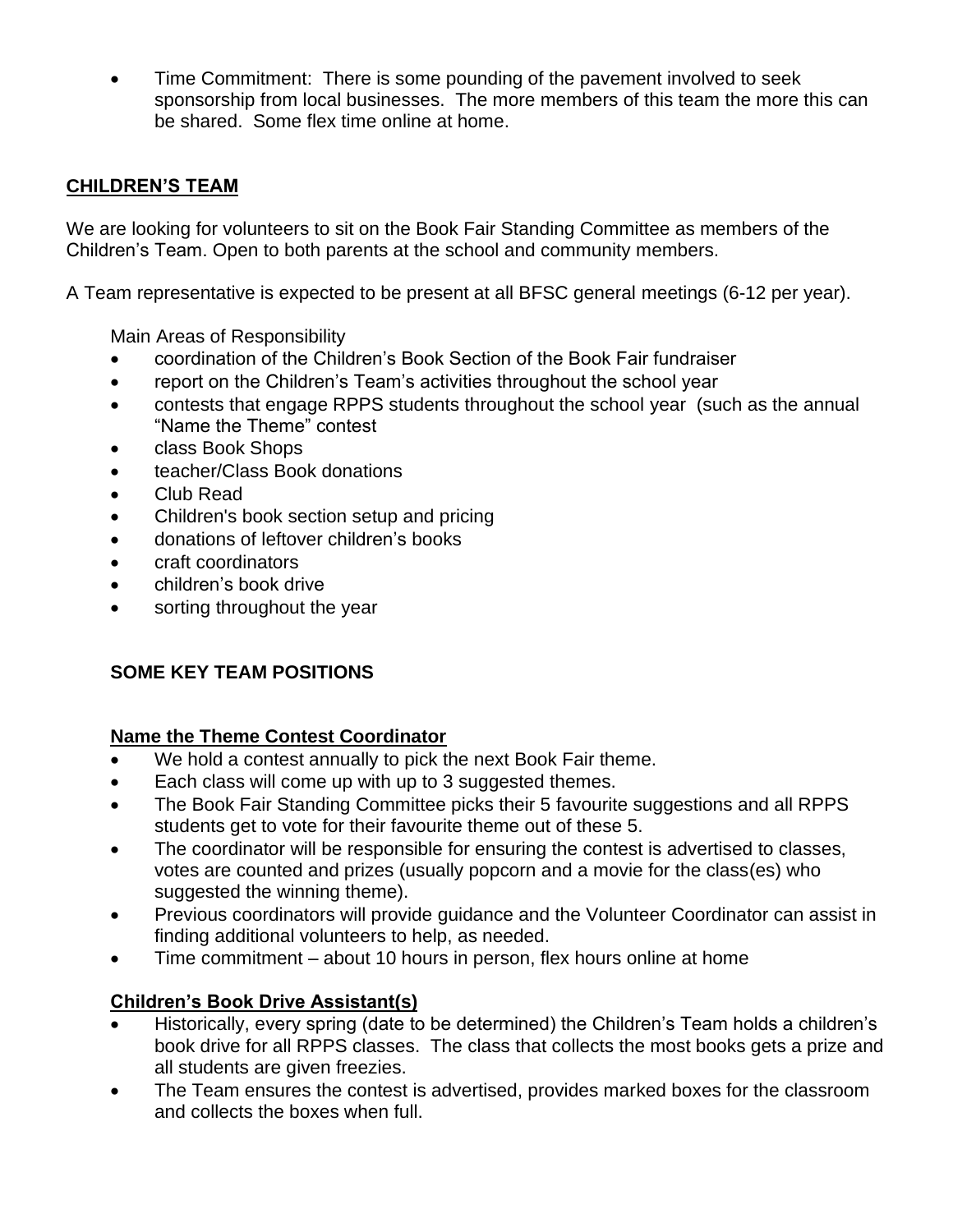- Time Commitment: There is some pounding of the pavement involved to seek sponsorship from local businesses. The more members of this team the more this can be shared. Some flex time online at home.

## CHILDREN'S TEAM

We are looking for volunteers to sit on the Book Fair Standing Committee as members of the Children's Team. Open to both parents at the school and community members.

A Team representative is expected to be present at all BFSC general meetings (6-12 per year).

Main Areas of Responsibility

- coordination of the Children's Book Section of the Book Fair fundraiser
- report on the Children's Team's activities throughout the school year
- contests that engage RPPS students throughout the school year (such as the annual "Name the Theme" contest
- class Book Shops
- teacher/Class Book donations
- Club Read
- Children's book section setup and pricing
- donations of leftover children's books
- craft coordinators
- children's book drive
- sorting throughout the year

### SOME KEY TEAM POSITIONS

**Name the Theme Contest Coordinator**

- We hold a contest annually to pick the next Book Fair theme.
- Each class will come up with up to 3 suggested themes.
- The Book Fair Standing Committee picks their 5 favourite suggestions and all RPPS students get to vote for their favourite theme out of these 5.
- The coordinator will be responsible for ensuring the contest is advertised to classes, votes are counted and prizes (usually popcorn and a movie for the class(es) who suggested the winning theme).
- Previous coordinators will provide guidance and the Volunteer Coordinator can assist in finding additional volunteers to help, as needed.
- Time commitment – about 10 hours in person, flex hours online at home

**Children's Book Drive Assistant(s)**

- Historically, every spring (date to be determined) the Children's Team holds a children's book drive for all RPPS classes. The class that collects the most books gets a prize and all students are given freezies.
- The Team ensures the contest is advertised, provides marked boxes for the classroom and collects the boxes when full.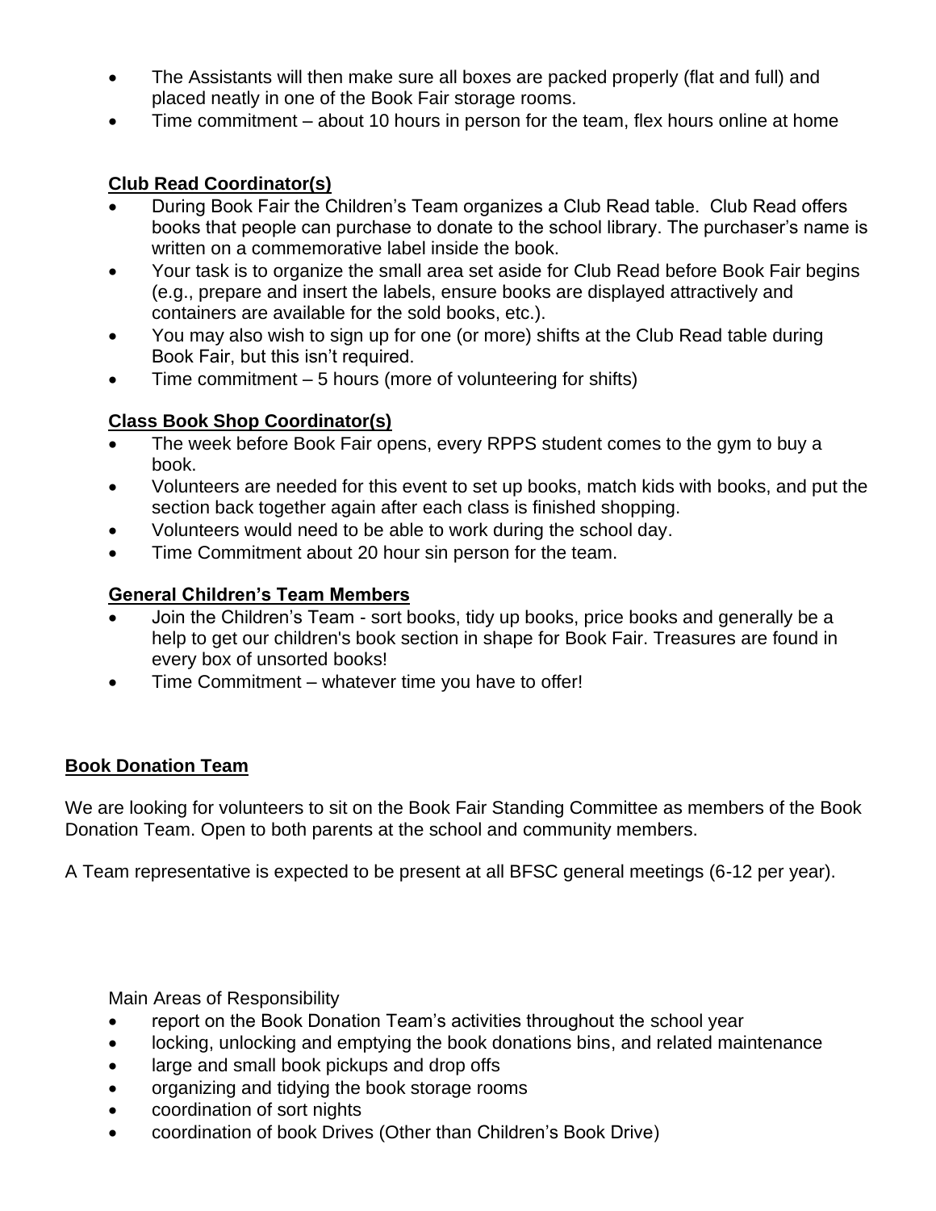- The Assistants will then make sure all boxes are packed properly (flat and full) and placed neatly in one of the Book Fair storage rooms.
- Time commitment – about 10 hours in person for the team, flex hours online at home

**Club Read Coordinator(s)**

- During Book Fair the Children's Team organizes a Club Read table. Club Read offers books that people can purchase to donate to the school library. The purchaser's name is written on a commemorative label inside the book.
- Your task is to organize the small area set aside for Club Read before Book Fair begins (e.g., prepare and insert the labels, ensure books are displayed attractively and containers are available for the sold books, etc.).
- You may also wish to sign up for one (or more) shifts at the Club Read table during Book Fair, but this isn't required.
- Time commitment – 5 hours (more of volunteering for shifts)

**Class Book Shop Coordinator(s)**

- The week before Book Fair opens, every RPPS student comes to the gym to buy a book.
- Volunteers are needed for this event to set up books, match kids with books, and put the section back together again after each class is finished shopping.
- Volunteers would need to be able to work during the school day.
- Time Commitment about 20 hour sin person for the team.

**General Children's Team Members**

- Join the Children's Team - sort books, tidy up books, price books and generally be a help to get our children's book section in shape for Book Fair. Treasures are found in every box of unsorted books!
- Time Commitment – whatever time you have to offer!

**Book Donation Team**

We are looking for volunteers to sit on the Book Fair Standing Committee as members of the Book Donation Team. Open to both parents at the school and community members.

A Team representative is expected to be present at all BFSC general meetings (6-12 per year).

Main Areas of Responsibility

- report on the Book Donation Team's activities throughout the school year
- locking, unlocking and emptying the book donations bins, and related maintenance
- large and small book pickups and drop offs
- organizing and tidying the book storage rooms
- coordination of sort nights
- coordination of book Drives (Other than Children's Book Drive)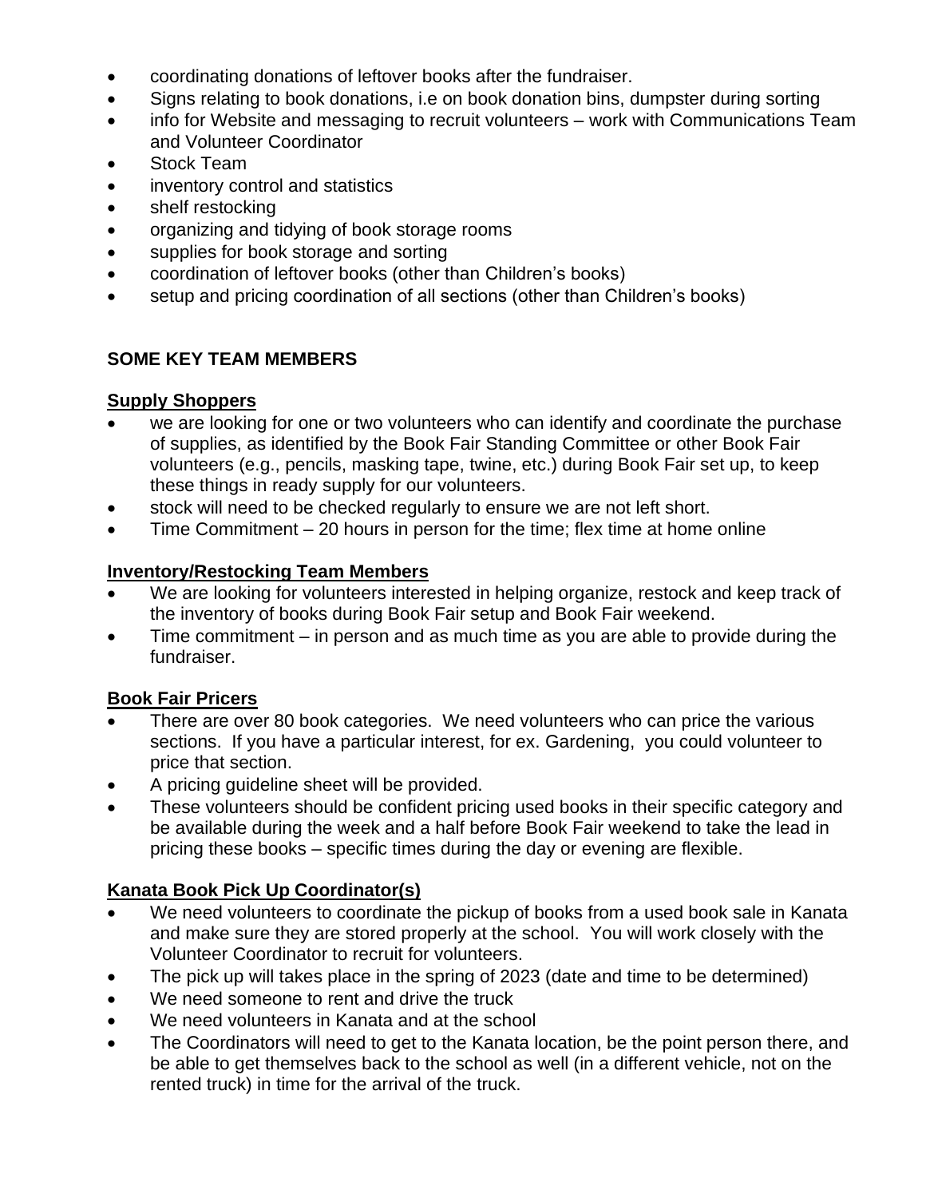- coordinating donations of leftover books after the fundraiser.
- Signs relating to book donations, i.e on book donation bins, dumpster during sorting
- info for Website and messaging to recruit volunteers – work with Communications Team and Volunteer Coordinator
- Stock Team
- inventory control and statistics
- shelf restocking
- organizing and tidying of book storage rooms
- supplies for book storage and sorting
- coordination of leftover books (other than Children's books)
- setup and pricing coordination of all sections (other than Children's books)

**SOME KEY TEAM MEMBERS**

**Supply Shoppers**

- we are looking for one or two volunteers who can identify and coordinate the purchase of supplies, as identified by the Book Fair Standing Committee or other Book Fair volunteers (e.g., pencils, masking tape, twine, etc.) during Book Fair set up, to keep these things in ready supply for our volunteers.
- stock will need to be checked regularly to ensure we are not left short.
- Time Commitment – 20 hours in person for the time; flex time at home online

**Inventory/Restocking Team Members**

- We are looking for volunteers interested in helping organize, restock and keep track of the inventory of books during Book Fair setup and Book Fair weekend.
- Time commitment – in person and as much time as you are able to provide during the fundraiser.

**Book Fair Pricers**

- There are over 80 book categories. We need volunteers who can price the various sections. If you have a particular interest, for ex. Gardening, you could volunteer to price that section.
- A pricing guideline sheet will be provided.
- These volunteers should be confident pricing used books in their specific category and be available during the week and a half before Book Fair weekend to take the lead in pricing these books – specific times during the day or evening are flexible.

**Kanata Book Pick Up Coordinator(s)**

- We need volunteers to coordinate the pickup of books from a used book sale in Kanata and make sure they are stored properly at the school. You will work closely with the Volunteer Coordinator to recruit for volunteers.
- The pick up will takes place in the spring of 2023 (date and time to be determined)
- We need someone to rent and drive the truck
- We need volunteers in Kanata and at the school
- The Coordinators will need to get to the Kanata location, be the point person there, and be able to get themselves back to the school as well (in a different vehicle, not on the rented truck) in time for the arrival of the truck.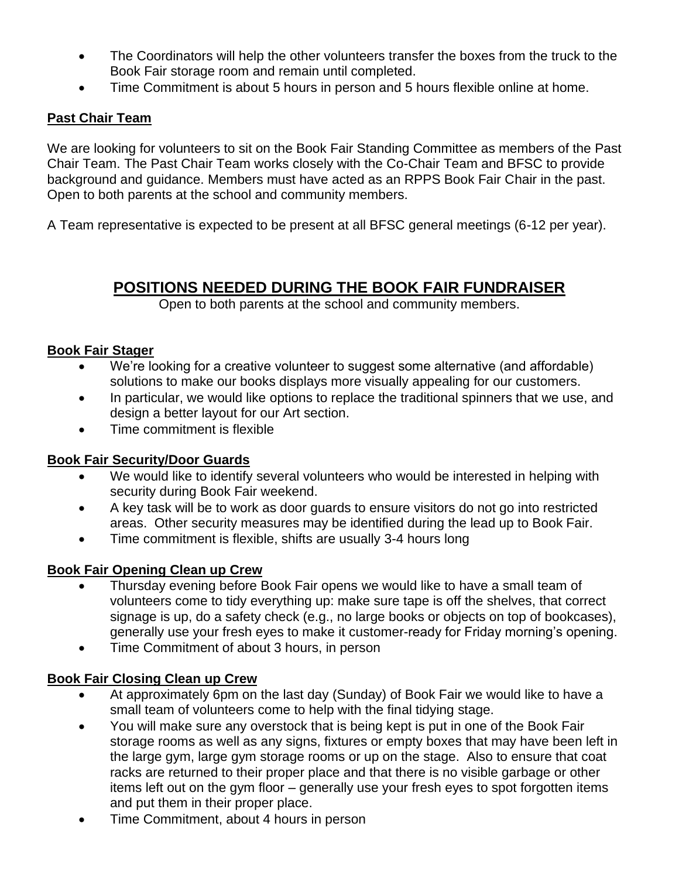- The Coordinators will help the other volunteers transfer the boxes from the truck to the Book Fair storage room and remain until completed.
- Time Commitment is about 5 hours in person and 5 hours flexible online at home.

**Past Chair Team**

We are looking for volunteers to sit on the Book Fair Standing Committee as members of the Past Chair Team. The Past Chair Team works closely with the Co-Chair Team and BFSC to provide background and guidance. Members must have acted as an RPPS Book Fair Chair in the past. Open to both parents at the school and community members.

A Team representative is expected to be present at all BFSC general meetings (6-12 per year).

## POSITIONS NEEDED DURING THE BOOK FAIR FUNDRAISER

Open to both parents at the school and community members.

**Book Fair Stager**

- We're looking for a creative volunteer to suggest some alternative (and affordable) solutions to make our books displays more visually appealing for our customers.
- In particular, we would like options to replace the traditional spinners that we use, and design a better layout for our Art section.
- Time commitment is flexible

**Book Fair Security/Door Guards**

- We would like to identify several volunteers who would be interested in helping with security during Book Fair weekend.
- A key task will be to work as door guards to ensure visitors do not go into restricted areas. Other security measures may be identified during the lead up to Book Fair.
- Time commitment is flexible, shifts are usually 3-4 hours long

**Book Fair Opening Clean up Crew**

- Thursday evening before Book Fair opens we would like to have a small team of volunteers come to tidy everything up: make sure tape is off the shelves, that correct signage is up, do a safety check (e.g., no large books or objects on top of bookcases), generally use your fresh eyes to make it customer-ready for Friday morning's opening.
- Time Commitment of about 3 hours, in person

**Book Fair Closing Clean up Crew**

- At approximately 6pm on the last day (Sunday) of Book Fair we would like to have a small team of volunteers come to help with the final tidying stage.
- You will make sure any overstock that is being kept is put in one of the Book Fair storage rooms as well as any signs, fixtures or empty boxes that may have been left in the large gym, large gym storage rooms or up on the stage. Also to ensure that coat racks are returned to their proper place and that there is no visible garbage or other items left out on the gym floor – generally use your fresh eyes to spot forgotten items and put them in their proper place.
- Time Commitment, about 4 hours in person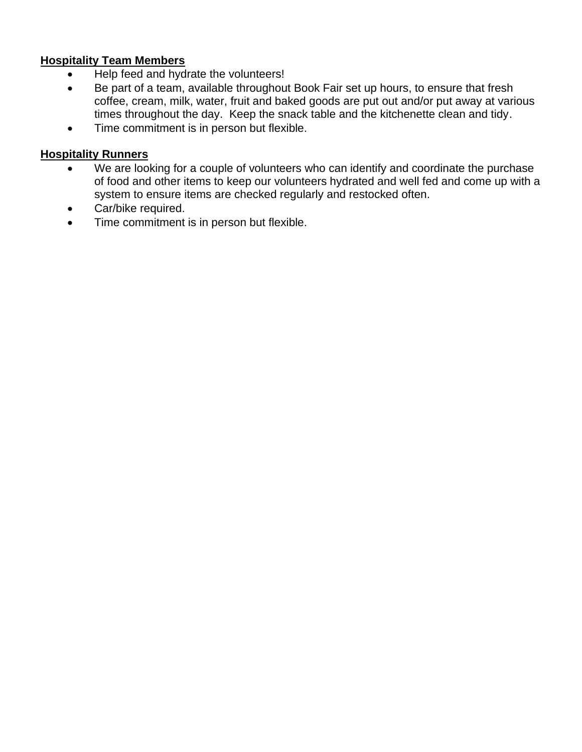**Hospitality Team Members**

- Help feed and hydrate the volunteers!
- Be part of a team, available throughout Book Fair set up hours, to ensure that fresh coffee, cream, milk, water, fruit and baked goods are put out and/or put away at various times throughout the day. Keep the snack table and the kitchenette clean and tidy.
- Time commitment is in person but flexible.

**Hospitality Runners**

- We are looking for a couple of volunteers who can identify and coordinate the purchase of food and other items to keep our volunteers hydrated and well fed and come up with a system to ensure items are checked regularly and restocked often.
- Car/bike required.
- Time commitment is in person but flexible.